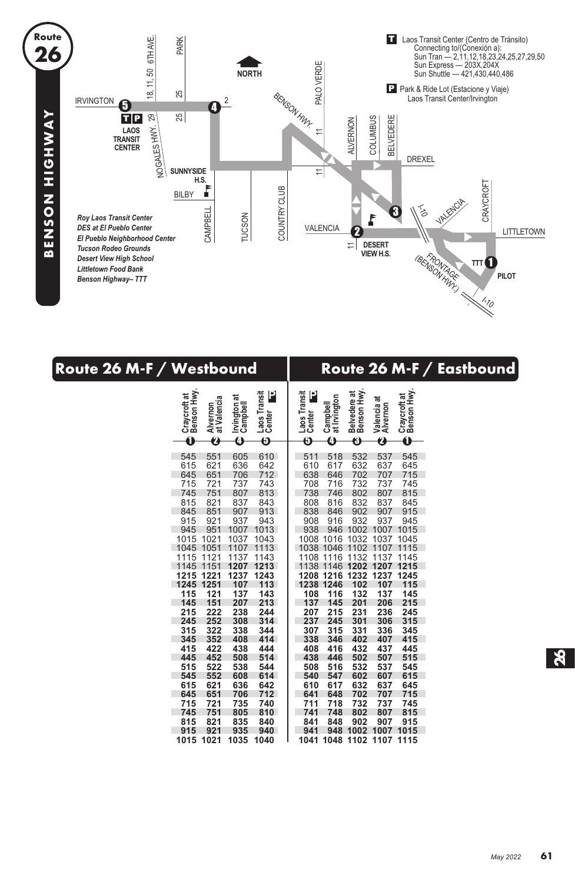# Route 26 BENSON HIGHWAY

**T** Laos Transit Center (Centro de Tránsito)
Connecting to/(Conexión a):
Sun Tran — 2,11,12,18,23,24,25,27,29,50
Sun Express — 203X,204X
Sun Shuttle — 421,430,440,486

**P** Park & Ride Lot (Estacione y Viaje)
Laos Transit Center/Irvington

*Roy Laos Transit Center*
*DES at El Pueblo Center*
*El Pueblo Neighborhood Center*
*Tucson Rodeo Grounds*
*Desert View High School*
*Littletown Food Bank*
*Benson Highway– TTT*

## Route 26 M-F / Westbound

| Craycroft at Benson Hwy. (1) | Alvernon at Valencia (2) | Irvington at Campbell (4) | Laos Transit Center P (5) |
|---|---|---|---|
| 545 | 551 | 605 | 610 |
| 615 | 621 | 636 | 642 |
| 645 | 651 | 706 | 712 |
| 715 | 721 | 737 | 743 |
| 745 | 751 | 807 | 813 |
| 815 | 821 | 837 | 843 |
| 845 | 851 | 907 | 913 |
| 915 | 921 | 937 | 943 |
| 945 | 951 | 1007 | 1013 |
| 1015 | 1021 | 1037 | 1043 |
| 1045 | 1051 | 1107 | 1113 |
| 1115 | 1121 | 1137 | 1143 |
| 1145 | 1151 | **1207** | **1213** |
| **1215** | **1221** | **1237** | **1243** |
| **1245** | **1251** | **107** | **113** |
| **115** | **121** | **137** | **143** |
| **145** | **151** | **207** | **213** |
| **215** | **222** | **238** | **244** |
| **245** | **252** | **308** | **314** |
| **315** | **322** | **338** | **344** |
| **345** | **352** | **408** | **414** |
| **415** | **422** | **438** | **444** |
| **445** | **452** | **508** | **514** |
| **515** | **522** | **538** | **544** |
| **545** | **552** | **608** | **614** |
| **615** | **621** | **636** | **642** |
| **645** | **651** | **706** | **712** |
| **715** | **721** | **735** | **740** |
| **745** | **751** | **805** | **810** |
| **815** | **821** | **835** | **840** |
| **915** | **921** | **935** | **940** |
| **1015** | **1021** | **1035** | **1040** |

## Route 26 M-F / Eastbound

| Laos Transit Center P (5) | Campbell at Irvington (4) | Belvedere at Benson Hwy. (3) | Valencia at Alvernon (2) | Craycroft at Benson Hwy. (1) |
|---|---|---|---|---|
| 511 | 518 | 532 | 537 | 545 |
| 610 | 617 | 632 | 637 | 645 |
| 638 | 646 | 702 | 707 | 715 |
| 708 | 716 | 732 | 737 | 745 |
| 738 | 746 | 802 | 807 | 815 |
| 808 | 816 | 832 | 837 | 845 |
| 838 | 846 | 902 | 907 | 915 |
| 908 | 916 | 932 | 937 | 945 |
| 938 | 946 | 1002 | 1007 | 1015 |
| 1008 | 1016 | 1032 | 1037 | 1045 |
| 1038 | 1046 | 1102 | 1107 | 1115 |
| 1108 | 1116 | 1132 | 1137 | 1145 |
| 1138 | 1146 | **1202** | **1207** | **1215** |
| **1208** | **1216** | **1232** | **1237** | **1245** |
| **1238** | **1246** | **102** | **107** | **115** |
| **108** | **116** | **132** | **137** | **145** |
| **137** | **145** | **201** | **206** | **215** |
| **207** | **215** | **231** | **236** | **245** |
| **237** | **245** | **301** | **306** | **315** |
| **307** | **315** | **331** | **336** | **345** |
| **338** | **346** | **402** | **407** | **415** |
| **408** | **416** | **432** | **437** | **445** |
| **438** | **446** | **502** | **507** | **515** |
| **508** | **516** | **532** | **537** | **545** |
| **540** | **547** | **602** | **607** | **615** |
| **610** | **617** | **632** | **637** | **645** |
| **641** | **648** | **702** | **707** | **715** |
| **711** | **718** | **732** | **737** | **745** |
| **741** | **748** | **802** | **807** | **815** |
| **841** | **848** | **902** | **907** | **915** |
| **941** | **948** | **1002** | **1007** | **1015** |
| **1041** | **1048** | **1102** | **1107** | **1115** |

May 2022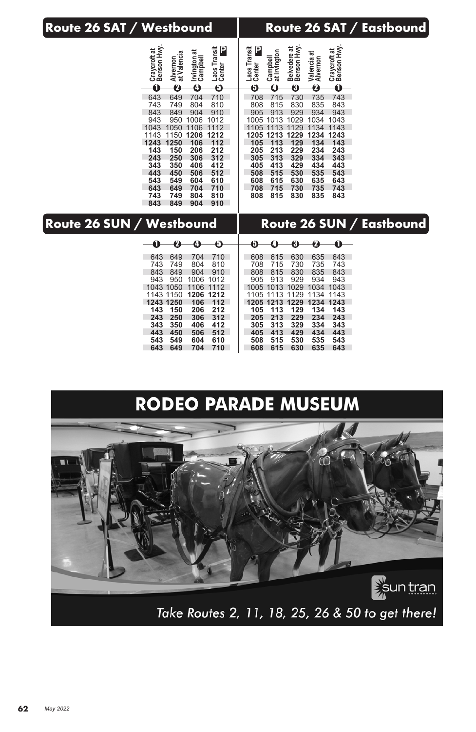## Route 26 SAT / Westbound

| Craycroft at Benson Hwy. ❶ | Alvernon at Valencia ❷ | Irvington at Campbell ❹ | Laos Transit Center P ❺ |
|---|---|---|---|
| 643 | 649 | 704 | 710 |
| 743 | 749 | 804 | 810 |
| 843 | 849 | 904 | 910 |
| 943 | 950 | 1006 | 1012 |
| 1043 | 1050 | 1106 | 1112 |
| 1143 | 1150 | **1206** | **1212** |
| **1243** | **1250** | **106** | **112** |
| **143** | **150** | **206** | **212** |
| **243** | **250** | **306** | **312** |
| **343** | **350** | **406** | **412** |
| **443** | **450** | **506** | **512** |
| **543** | **549** | **604** | **610** |
| **643** | **649** | **704** | **710** |
| **743** | **749** | **804** | **810** |
| **843** | **849** | **904** | **910** |

## Route 26 SAT / Eastbound

| Laos Transit Center P ❺ | Campbell at Irvington ❹ | Belvedere at Benson Hwy. ❸ | Valencia at Alvernon ❷ | Craycroft at Benson Hwy. ❶ |
|---|---|---|---|---|
| 708 | 715 | 730 | 735 | 743 |
| 808 | 815 | 830 | 835 | 843 |
| 905 | 913 | 929 | 934 | 943 |
| 1005 | 1013 | 1029 | 1034 | 1043 |
| 1105 | 1113 | 1129 | 1134 | 1143 |
| **1205** | **1213** | **1229** | **1234** | **1243** |
| **105** | **113** | **129** | **134** | **143** |
| **205** | **213** | **229** | **234** | **243** |
| **305** | **313** | **329** | **334** | **343** |
| **405** | **413** | **429** | **434** | **443** |
| **508** | **515** | **530** | **535** | **543** |
| **608** | **615** | **630** | **635** | **643** |
| **708** | **715** | **730** | **735** | **743** |
| **808** | **815** | **830** | **835** | **843** |

## Route 26 SUN / Westbound

| ❶ | ❷ | ❹ | ❺ |
|---|---|---|---|
| 643 | 649 | 704 | 710 |
| 743 | 749 | 804 | 810 |
| 843 | 849 | 904 | 910 |
| 943 | 950 | 1006 | 1012 |
| 1043 | 1050 | 1106 | 1112 |
| 1143 | 1150 | **1206** | **1212** |
| **1243** | **1250** | **106** | **112** |
| **143** | **150** | **206** | **212** |
| **243** | **250** | **306** | **312** |
| **343** | **350** | **406** | **412** |
| **443** | **450** | **506** | **512** |
| **543** | **549** | **604** | **610** |
| **643** | **649** | **704** | **710** |

## Route 26 SUN / Eastbound

| ❺ | ❹ | ❸ | ❷ | ❶ |
|---|---|---|---|---|
| 608 | 615 | 630 | 635 | 643 |
| 708 | 715 | 730 | 735 | 743 |
| 808 | 815 | 830 | 835 | 843 |
| 905 | 913 | 929 | 934 | 943 |
| 1005 | 1013 | 1029 | 1034 | 1043 |
| 1105 | 1113 | 1129 | 1134 | 1143 |
| **1205** | **1213** | **1229** | **1234** | **1243** |
| **105** | **113** | **129** | **134** | **143** |
| **205** | **213** | **229** | **234** | **243** |
| **305** | **313** | **329** | **334** | **343** |
| **405** | **413** | **429** | **434** | **443** |
| **508** | **515** | **530** | **535** | **543** |
| **608** | **615** | **630** | **635** | **643** |

# RODEO PARADE MUSEUM

sun tran

*Take Routes 2, 11, 18, 25, 26 & 50 to get there!*

*May 2022*